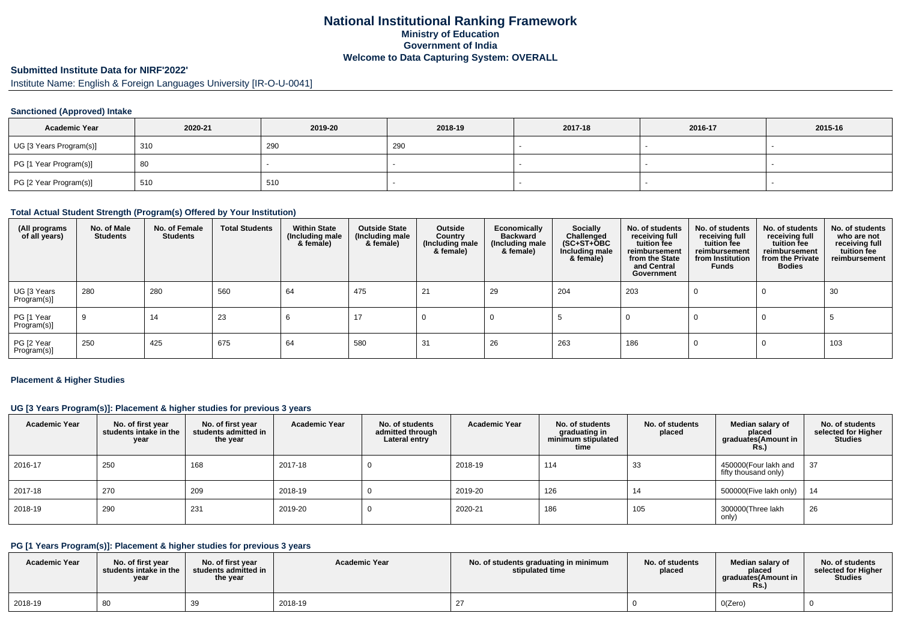# National Institutional Ranking Framework
## Ministry of Education
## Government of India
## Welcome to Data Capturing System: OVERALL

**Submitted Institute Data for NIRF'2022'**

Institute Name: English & Foreign Languages University [IR-O-U-0041]

### Sanctioned (Approved) Intake

| Academic Year | 2020-21 | 2019-20 | 2018-19 | 2017-18 | 2016-17 | 2015-16 |
|---|---|---|---|---|---|---|
| UG [3 Years Program(s)] | 310 | 290 | 290 | - | - | - |
| PG [1 Year Program(s)] | 80 | - | - | - | - | - |
| PG [2 Year Program(s)] | 510 | 510 | - | - | - | - |

### Total Actual Student Strength (Program(s) Offered by Your Institution)

| (All programs of all years) | No. of Male Students | No. of Female Students | Total Students | Within State (Including male & female) | Outside State (Including male & female) | Outside Country (Including male & female) | Economically Backward (Including male & female) | Socially Challenged (SC+ST+OBC Including male & female) | No. of students receiving full tuition fee reimbursement from the State and Central Government | No. of students receiving full tuition fee reimbursement from Institution Funds | No. of students receiving full tuition fee reimbursement from the Private Bodies | No. of students who are not receiving full tuition fee reimbursement |
|---|---|---|---|---|---|---|---|---|---|---|---|---|
| UG [3 Years Program(s)] | 280 | 280 | 560 | 64 | 475 | 21 | 29 | 204 | 203 | 0 | 0 | 30 |
| PG [1 Year Program(s)] | 9 | 14 | 23 | 6 | 17 | 0 | 0 | 5 | 0 | 0 | 0 | 5 |
| PG [2 Year Program(s)] | 250 | 425 | 675 | 64 | 580 | 31 | 26 | 263 | 186 | 0 | 0 | 103 |

### Placement & Higher Studies

#### UG [3 Years Program(s)]: Placement & higher studies for previous 3 years

| Academic Year | No. of first year students intake in the year | No. of first year students admitted in the year | Academic Year | No. of students admitted through Lateral entry | Academic Year | No. of students graduating in minimum stipulated time | No. of students placed | Median salary of placed graduates(Amount in Rs.) | No. of students selected for Higher Studies |
|---|---|---|---|---|---|---|---|---|---|
| 2016-17 | 250 | 168 | 2017-18 | 0 | 2018-19 | 114 | 33 | 450000(Four lakh and fifty thousand only) | 37 |
| 2017-18 | 270 | 209 | 2018-19 | 0 | 2019-20 | 126 | 14 | 500000(Five lakh only) | 14 |
| 2018-19 | 290 | 231 | 2019-20 | 0 | 2020-21 | 186 | 105 | 300000(Three lakh only) | 26 |

#### PG [1 Years Program(s)]: Placement & higher studies for previous 3 years

| Academic Year | No. of first year students intake in the year | No. of first year students admitted in the year | Academic Year | No. of students graduating in minimum stipulated time | No. of students placed | Median salary of placed graduates(Amount in Rs.) | No. of students selected for Higher Studies |
|---|---|---|---|---|---|---|---|
| 2018-19 | 80 | 39 | 2018-19 | 27 | 0 | 0(Zero) | 0 |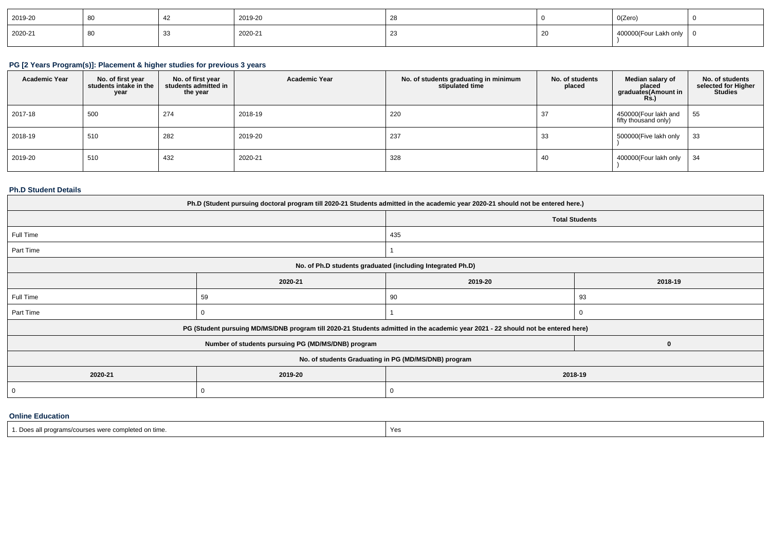| 2019-20 | 80 | 42 | 2019-20 | 28 | 0 | 0(Zero) | 0 |
|---|---|---|---|---|---|---|---|
| 2020-21 | 80 | 33 | 2020-21 | 23 | 20 | 400000(Four Lakh only ) | 0 |

### PG [2 Years Program(s)]: Placement & higher studies for previous 3 years

| Academic Year | No. of first year students intake in the year | No. of first year students admitted in the year | Academic Year | No. of students graduating in minimum stipulated time | No. of students placed | Median salary of placed graduates(Amount in Rs.) | No. of students selected for Higher Studies |
|---|---|---|---|---|---|---|---|
| 2017-18 | 500 | 274 | 2018-19 | 220 | 37 | 450000(Four lakh and fifty thousand only) | 55 |
| 2018-19 | 510 | 282 | 2019-20 | 237 | 33 | 500000(Five lakh only ) | 33 |
| 2019-20 | 510 | 432 | 2020-21 | 328 | 40 | 400000(Four lakh only ) | 34 |

### Ph.D Student Details

| Ph.D (Student pursuing doctoral program till 2020-21 Students admitted in the academic year 2020-21 should not be entered here.) | | | |
|---|---|---|---|
| | | Total Students | |
| Full Time | | 435 | |
| Part Time | | 1 | |
| No. of Ph.D students graduated (including Integrated Ph.D) | | | |
| | 2020-21 | 2019-20 | 2018-19 |
| Full Time | 59 | 90 | 93 |
| Part Time | 0 | 1 | 0 |
| PG (Student pursuing MD/MS/DNB program till 2020-21 Students admitted in the academic year 2021 - 22 should not be entered here) | | | |
| Number of students pursuing PG (MD/MS/DNB) program | | | 0 |
| No. of students Graduating in PG (MD/MS/DNB) program | | | |
| 2020-21 | 2019-20 | 2018-19 | |
| 0 | 0 | 0 | |

### Online Education

| 1. Does all programs/courses were completed on time. | Yes |
|---|---|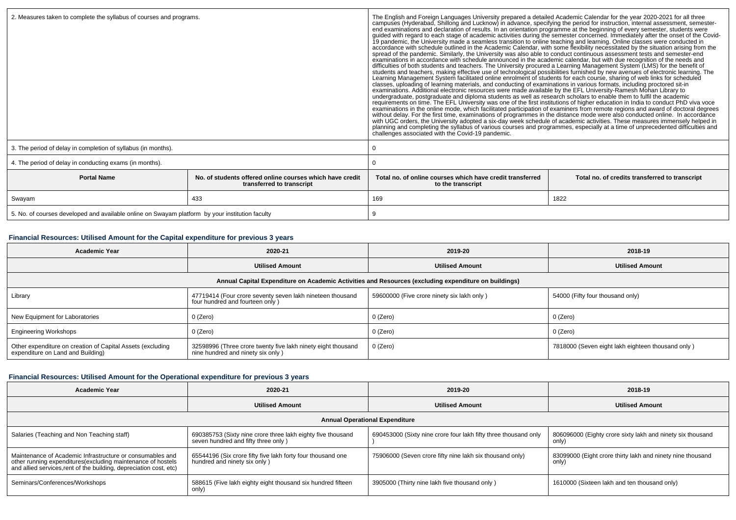| 2. Measures taken to complete the syllabus of courses and programs. | | The English and Foreign Languages University prepared a detailed Academic Calendar for the year 2020-2021 for all three campuses (Hyderabad, Shillong and Lucknow) in advance, specifying the period for instruction, internal assessment, semester-end examinations and declaration of results. In an orientation programme at the beginning of every semester, students were guided with regard to each stage of academic activities during the semester concerned. Immediately after the onset of the Covid-19 pandemic, the University made a seamless transition to online teaching and learning. Online classes were conducted in accordance with schedule outlined in the Academic Calendar, with some flexibility necessitated by the situation arising from the spread of the pandemic. Similarly, the University was also able to conduct continuous assessment tests and semester-end examinations in accordance with schedule announced in the academic calendar, but with due recognition of the needs and difficulties of both students and teachers. The University procured a Learning Management System (LMS) for the benefit of students and teachers, making effective use of technological possibilities furnished by new avenues of electronic learning. The Learning Management System facilitated online enrolment of students for each course, sharing of web links for scheduled classes, uploading of learning materials, and conducting of examinations in various formats, including proctored sit-in examinations. Additional electronic resources were made available by the EFL University-Ramesh Mohan Library to undergraduate, postgraduate and diploma students as well as research scholars to enable them to fulfil the academic requirements on time. The EFL University was one of the first institutions of higher education in India to conduct PhD viva voce examinations in the online mode, which facilitated participation of examiners from remote regions and award of doctoral degrees without delay. For the first time, examinations of programmes in the distance mode were also conducted online. In accordance with UGC orders, the University adopted a six-day week schedule of academic activities. These measures immensely helped in planning and completing the syllabus of various courses and programmes, especially at a time of unprecedented difficulties and challenges associated with the Covid-19 pandemic. | |
|---|---|---|---|
| 3. The period of delay in completion of syllabus (in months). | | 0 | |
| 4. The period of delay in conducting exams (in months). | | 0 | |
| **Portal Name** | **No. of students offered online courses which have credit transferred to transcript** | **Total no. of online courses which have credit transferred to the transcript** | **Total no. of credits transferred to transcript** |
| Swayam | 433 | 169 | 1822 |
| 5. No. of courses developed and available online on Swayam platform by your institution faculty | | 9 | |

### Financial Resources: Utilised Amount for the Capital expenditure for previous 3 years

| Academic Year | 2020-21 | 2019-20 | 2018-19 |
|---|---|---|---|
| | **Utilised Amount** | **Utilised Amount** | **Utilised Amount** |
| **Annual Capital Expenditure on Academic Activities and Resources (excluding expenditure on buildings)** | | | |
| Library | 47719414 (Four crore seventy seven lakh nineteen thousand four hundred and fourteen only ) | 59600000 (Five crore ninety six lakh only ) | 54000 (Fifty four thousand only) |
| New Equipment for Laboratories | 0 (Zero) | 0 (Zero) | 0 (Zero) |
| Engineering Workshops | 0 (Zero) | 0 (Zero) | 0 (Zero) |
| Other expenditure on creation of Capital Assets (excluding expenditure on Land and Building) | 32598996 (Three crore twenty five lakh ninety eight thousand nine hundred and ninety six only ) | 0 (Zero) | 7818000 (Seven eight lakh eighteen thousand only ) |

### Financial Resources: Utilised Amount for the Operational expenditure for previous 3 years

| Academic Year | 2020-21 | 2019-20 | 2018-19 |
|---|---|---|---|
| | **Utilised Amount** | **Utilised Amount** | **Utilised Amount** |
| **Annual Operational Expenditure** | | | |
| Salaries (Teaching and Non Teaching staff) | 690385753 (Sixty nine crore three lakh eighty five thousand seven hundred and fifty three only ) | 690453000 (Sixty nine crore four lakh fifty three thousand only ) | 806096000 (Eighty crore sixty lakh and ninety six thousand only) |
| Maintenance of Academic Infrastructure or consumables and other running expenditures(excluding maintenance of hostels and allied services,rent of the building, depreciation cost, etc) | 65544196 (Six crore fifty five lakh forty four thousand one hundred and ninety six only ) | 75906000 (Seven crore fifty nine lakh six thousand only) | 83099000 (Eight crore thirty lakh and ninety nine thousand only) |
| Seminars/Conferences/Workshops | 588615 (Five lakh eighty eight thousand six hundred fifteen only) | 3905000 (Thirty nine lakh five thousand only ) | 1610000 (Sixteen lakh and ten thousand only) |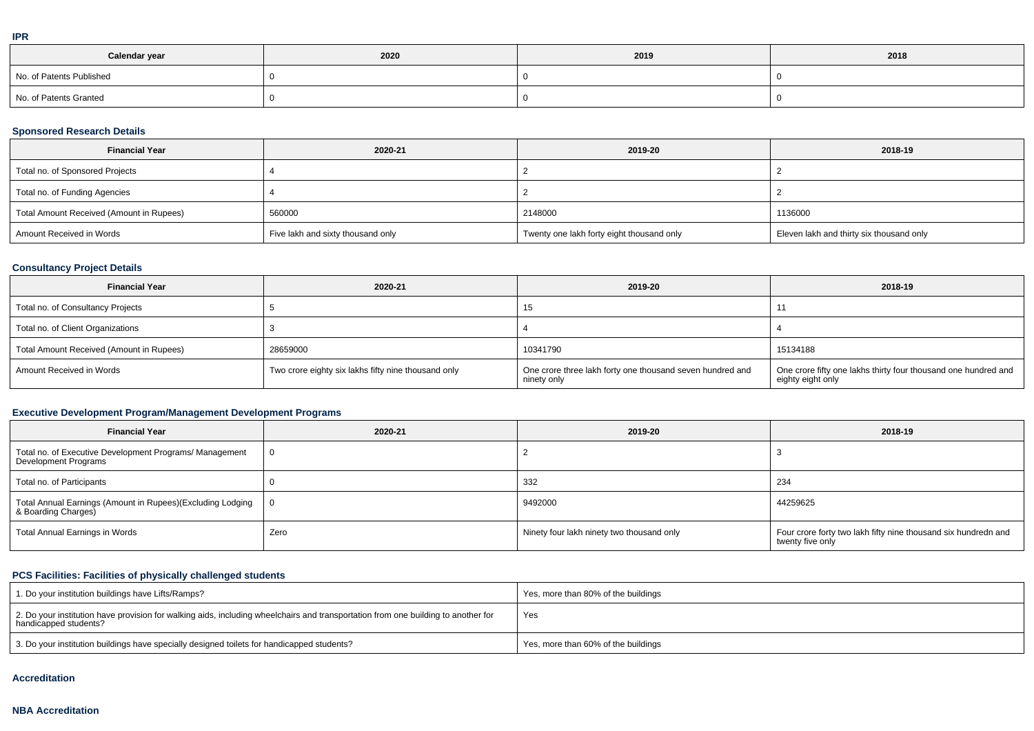**IPR**

| Calendar year | 2020 | 2019 | 2018 |
| --- | --- | --- | --- |
| No. of Patents Published | 0 | 0 | 0 |
| No. of Patents Granted | 0 | 0 | 0 |

### Sponsored Research Details

| Financial Year | 2020-21 | 2019-20 | 2018-19 |
| --- | --- | --- | --- |
| Total no. of Sponsored Projects | 4 | 2 | 2 |
| Total no. of Funding Agencies | 4 | 2 | 2 |
| Total Amount Received (Amount in Rupees) | 560000 | 2148000 | 1136000 |
| Amount Received in Words | Five lakh and sixty thousand only | Twenty one lakh forty eight thousand only | Eleven lakh and thirty six thousand only |

### Consultancy Project Details

| Financial Year | 2020-21 | 2019-20 | 2018-19 |
| --- | --- | --- | --- |
| Total no. of Consultancy Projects | 5 | 15 | 11 |
| Total no. of Client Organizations | 3 | 4 | 4 |
| Total Amount Received (Amount in Rupees) | 28659000 | 10341790 | 15134188 |
| Amount Received in Words | Two crore eighty six lakhs fifty nine thousand only | One crore three lakh forty one thousand seven hundred and ninety only | One crore fifty one lakhs thirty four thousand one hundred and eighty eight only |

### Executive Development Program/Management Development Programs

| Financial Year | 2020-21 | 2019-20 | 2018-19 |
| --- | --- | --- | --- |
| Total no. of Executive Development Programs/ Management Development Programs | 0 | 2 | 3 |
| Total no. of Participants | 0 | 332 | 234 |
| Total Annual Earnings (Amount in Rupees)(Excluding Lodging & Boarding Charges) | 0 | 9492000 | 44259625 |
| Total Annual Earnings in Words | Zero | Ninety four lakh ninety two thousand only | Four crore forty two lakh fifty nine thousand six hundredn and twenty five only |

### PCS Facilities: Facilities of physically challenged students

| | |
| --- | --- |
| 1. Do your institution buildings have Lifts/Ramps? | Yes, more than 80% of the buildings |
| 2. Do your institution have provision for walking aids, including wheelchairs and transportation from one building to another for handicapped students? | Yes |
| 3. Do your institution buildings have specially designed toilets for handicapped students? | Yes, more than 60% of the buildings |

### Accreditation

### NBA Accreditation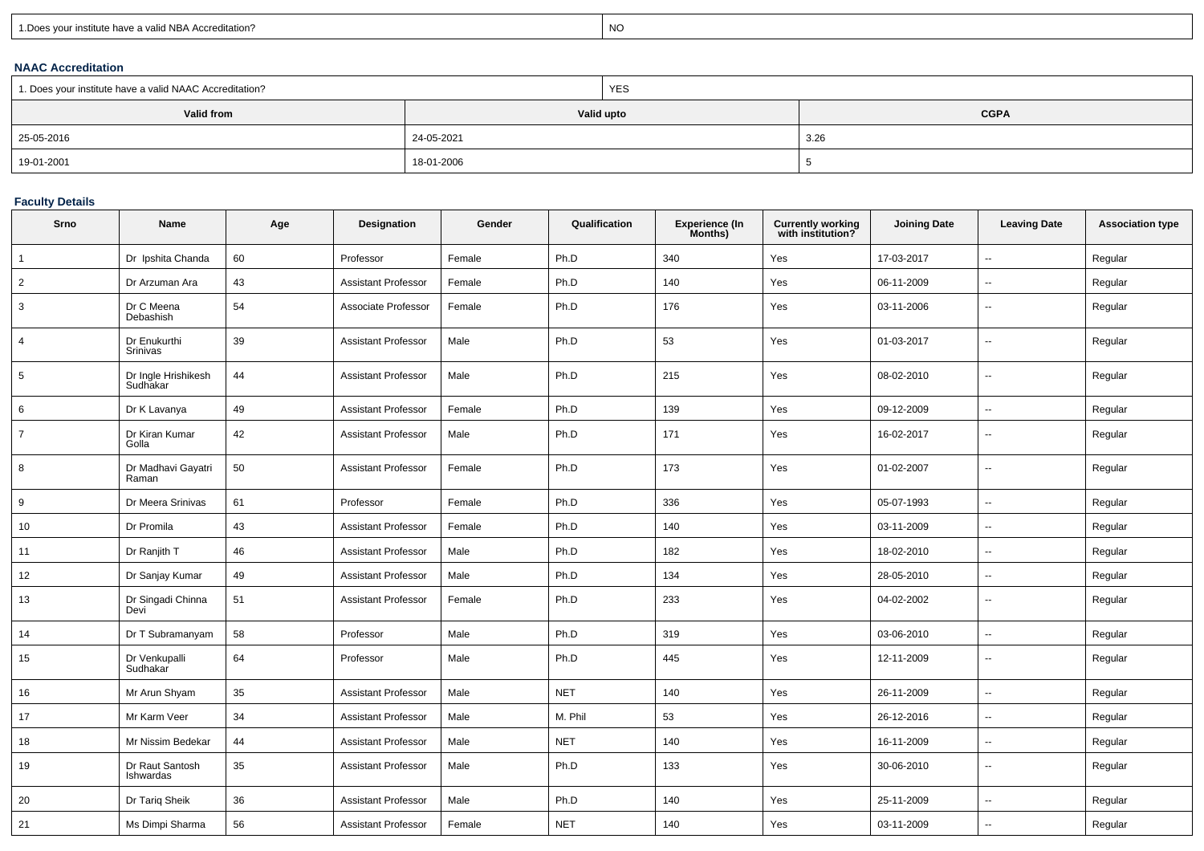| 1.Does your institute have a valid NBA Accreditation? | NO |
|---|---|

## NAAC Accreditation

| 1. Does your institute have a valid NAAC Accreditation? | YES | |
|---|---|---|
| **Valid from** | **Valid upto** | **CGPA** |
| 25-05-2016 | 24-05-2021 | 3.26 |
| 19-01-2001 | 18-01-2006 | 5 |

## Faculty Details

| Srno | Name | Age | Designation | Gender | Qualification | Experience (In Months) | Currently working with institution? | Joining Date | Leaving Date | Association type |
|---|---|---|---|---|---|---|---|---|---|---|
| 1 | Dr Ipshita Chanda | 60 | Professor | Female | Ph.D | 340 | Yes | 17-03-2017 | -- | Regular |
| 2 | Dr Arzuman Ara | 43 | Assistant Professor | Female | Ph.D | 140 | Yes | 06-11-2009 | -- | Regular |
| 3 | Dr C Meena Debashish | 54 | Associate Professor | Female | Ph.D | 176 | Yes | 03-11-2006 | -- | Regular |
| 4 | Dr Enukurthi Srinivas | 39 | Assistant Professor | Male | Ph.D | 53 | Yes | 01-03-2017 | -- | Regular |
| 5 | Dr Ingle Hrishikesh Sudhakar | 44 | Assistant Professor | Male | Ph.D | 215 | Yes | 08-02-2010 | -- | Regular |
| 6 | Dr K Lavanya | 49 | Assistant Professor | Female | Ph.D | 139 | Yes | 09-12-2009 | -- | Regular |
| 7 | Dr Kiran Kumar Golla | 42 | Assistant Professor | Male | Ph.D | 171 | Yes | 16-02-2017 | -- | Regular |
| 8 | Dr Madhavi Gayatri Raman | 50 | Assistant Professor | Female | Ph.D | 173 | Yes | 01-02-2007 | -- | Regular |
| 9 | Dr Meera Srinivas | 61 | Professor | Female | Ph.D | 336 | Yes | 05-07-1993 | -- | Regular |
| 10 | Dr Promila | 43 | Assistant Professor | Female | Ph.D | 140 | Yes | 03-11-2009 | -- | Regular |
| 11 | Dr Ranjith T | 46 | Assistant Professor | Male | Ph.D | 182 | Yes | 18-02-2010 | -- | Regular |
| 12 | Dr Sanjay Kumar | 49 | Assistant Professor | Male | Ph.D | 134 | Yes | 28-05-2010 | -- | Regular |
| 13 | Dr Singadi Chinna Devi | 51 | Assistant Professor | Female | Ph.D | 233 | Yes | 04-02-2002 | -- | Regular |
| 14 | Dr T Subramanyam | 58 | Professor | Male | Ph.D | 319 | Yes | 03-06-2010 | -- | Regular |
| 15 | Dr Venkupalli Sudhakar | 64 | Professor | Male | Ph.D | 445 | Yes | 12-11-2009 | -- | Regular |
| 16 | Mr Arun Shyam | 35 | Assistant Professor | Male | NET | 140 | Yes | 26-11-2009 | -- | Regular |
| 17 | Mr Karm Veer | 34 | Assistant Professor | Male | M. Phil | 53 | Yes | 26-12-2016 | -- | Regular |
| 18 | Mr Nissim Bedekar | 44 | Assistant Professor | Male | NET | 140 | Yes | 16-11-2009 | -- | Regular |
| 19 | Dr Raut Santosh Ishwardas | 35 | Assistant Professor | Male | Ph.D | 133 | Yes | 30-06-2010 | -- | Regular |
| 20 | Dr Tariq Sheik | 36 | Assistant Professor | Male | Ph.D | 140 | Yes | 25-11-2009 | -- | Regular |
| 21 | Ms Dimpi Sharma | 56 | Assistant Professor | Female | NET | 140 | Yes | 03-11-2009 | -- | Regular |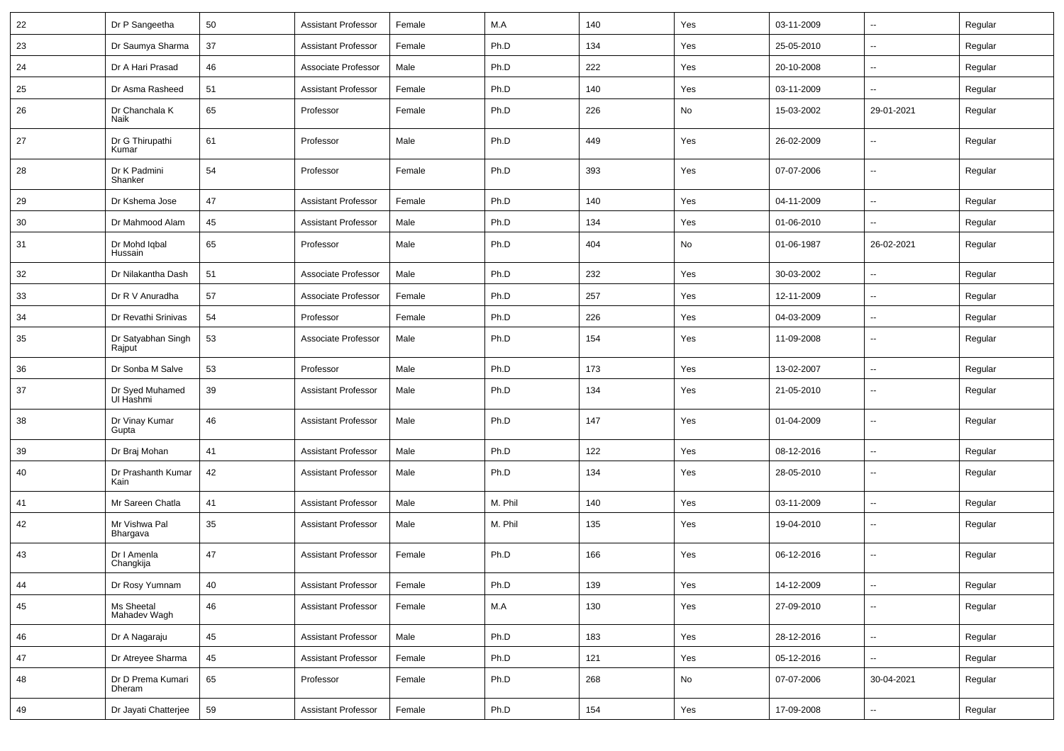| 22 | Dr P Sangeetha | 50 | Assistant Professor | Female | M.A | 140 | Yes | 03-11-2009 | -- | Regular |
|---|---|---|---|---|---|---|---|---|---|---|
| 23 | Dr Saumya Sharma | 37 | Assistant Professor | Female | Ph.D | 134 | Yes | 25-05-2010 | -- | Regular |
| 24 | Dr A Hari Prasad | 46 | Associate Professor | Male | Ph.D | 222 | Yes | 20-10-2008 | -- | Regular |
| 25 | Dr Asma Rasheed | 51 | Assistant Professor | Female | Ph.D | 140 | Yes | 03-11-2009 | -- | Regular |
| 26 | Dr Chanchala K Naik | 65 | Professor | Female | Ph.D | 226 | No | 15-03-2002 | 29-01-2021 | Regular |
| 27 | Dr G Thirupathi Kumar | 61 | Professor | Male | Ph.D | 449 | Yes | 26-02-2009 | -- | Regular |
| 28 | Dr K Padmini Shanker | 54 | Professor | Female | Ph.D | 393 | Yes | 07-07-2006 | -- | Regular |
| 29 | Dr Kshema Jose | 47 | Assistant Professor | Female | Ph.D | 140 | Yes | 04-11-2009 | -- | Regular |
| 30 | Dr Mahmood Alam | 45 | Assistant Professor | Male | Ph.D | 134 | Yes | 01-06-2010 | -- | Regular |
| 31 | Dr Mohd Iqbal Hussain | 65 | Professor | Male | Ph.D | 404 | No | 01-06-1987 | 26-02-2021 | Regular |
| 32 | Dr Nilakantha Dash | 51 | Associate Professor | Male | Ph.D | 232 | Yes | 30-03-2002 | -- | Regular |
| 33 | Dr R V Anuradha | 57 | Associate Professor | Female | Ph.D | 257 | Yes | 12-11-2009 | -- | Regular |
| 34 | Dr Revathi Srinivas | 54 | Professor | Female | Ph.D | 226 | Yes | 04-03-2009 | -- | Regular |
| 35 | Dr Satyabhan Singh Rajput | 53 | Associate Professor | Male | Ph.D | 154 | Yes | 11-09-2008 | -- | Regular |
| 36 | Dr Sonba M Salve | 53 | Professor | Male | Ph.D | 173 | Yes | 13-02-2007 | -- | Regular |
| 37 | Dr Syed Muhamed Ul Hashmi | 39 | Assistant Professor | Male | Ph.D | 134 | Yes | 21-05-2010 | -- | Regular |
| 38 | Dr Vinay Kumar Gupta | 46 | Assistant Professor | Male | Ph.D | 147 | Yes | 01-04-2009 | -- | Regular |
| 39 | Dr Braj Mohan | 41 | Assistant Professor | Male | Ph.D | 122 | Yes | 08-12-2016 | -- | Regular |
| 40 | Dr Prashanth Kumar Kain | 42 | Assistant Professor | Male | Ph.D | 134 | Yes | 28-05-2010 | -- | Regular |
| 41 | Mr Sareen Chatla | 41 | Assistant Professor | Male | M. Phil | 140 | Yes | 03-11-2009 | -- | Regular |
| 42 | Mr Vishwa Pal Bhargava | 35 | Assistant Professor | Male | M. Phil | 135 | Yes | 19-04-2010 | -- | Regular |
| 43 | Dr I Amenla Changkija | 47 | Assistant Professor | Female | Ph.D | 166 | Yes | 06-12-2016 | -- | Regular |
| 44 | Dr Rosy Yumnam | 40 | Assistant Professor | Female | Ph.D | 139 | Yes | 14-12-2009 | -- | Regular |
| 45 | Ms Sheetal Mahadev Wagh | 46 | Assistant Professor | Female | M.A | 130 | Yes | 27-09-2010 | -- | Regular |
| 46 | Dr A Nagaraju | 45 | Assistant Professor | Male | Ph.D | 183 | Yes | 28-12-2016 | -- | Regular |
| 47 | Dr Atreyee Sharma | 45 | Assistant Professor | Female | Ph.D | 121 | Yes | 05-12-2016 | -- | Regular |
| 48 | Dr D Prema Kumari Dheram | 65 | Professor | Female | Ph.D | 268 | No | 07-07-2006 | 30-04-2021 | Regular |
| 49 | Dr Jayati Chatterjee | 59 | Assistant Professor | Female | Ph.D | 154 | Yes | 17-09-2008 | -- | Regular |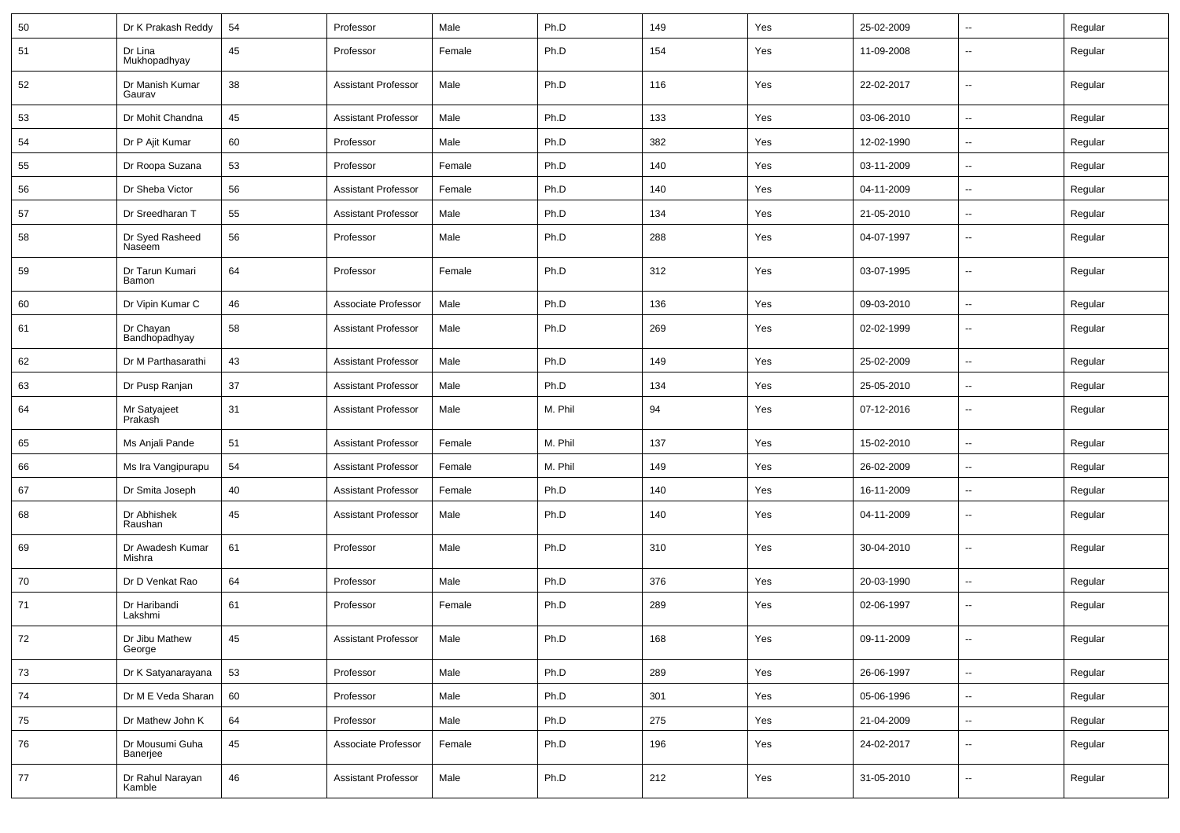| | | | | | | | | | | |
|---|---|---|---|---|---|---|---|---|---|---|
| 50 | Dr K Prakash Reddy | 54 | Professor | Male | Ph.D | 149 | Yes | 25-02-2009 | -- | Regular |
| 51 | Dr Lina Mukhopadhyay | 45 | Professor | Female | Ph.D | 154 | Yes | 11-09-2008 | -- | Regular |
| 52 | Dr Manish Kumar Gaurav | 38 | Assistant Professor | Male | Ph.D | 116 | Yes | 22-02-2017 | -- | Regular |
| 53 | Dr Mohit Chandna | 45 | Assistant Professor | Male | Ph.D | 133 | Yes | 03-06-2010 | -- | Regular |
| 54 | Dr P Ajit Kumar | 60 | Professor | Male | Ph.D | 382 | Yes | 12-02-1990 | -- | Regular |
| 55 | Dr Roopa Suzana | 53 | Professor | Female | Ph.D | 140 | Yes | 03-11-2009 | -- | Regular |
| 56 | Dr Sheba Victor | 56 | Assistant Professor | Female | Ph.D | 140 | Yes | 04-11-2009 | -- | Regular |
| 57 | Dr Sreedharan T | 55 | Assistant Professor | Male | Ph.D | 134 | Yes | 21-05-2010 | -- | Regular |
| 58 | Dr Syed Rasheed Naseem | 56 | Professor | Male | Ph.D | 288 | Yes | 04-07-1997 | -- | Regular |
| 59 | Dr Tarun Kumari Bamon | 64 | Professor | Female | Ph.D | 312 | Yes | 03-07-1995 | -- | Regular |
| 60 | Dr Vipin Kumar C | 46 | Associate Professor | Male | Ph.D | 136 | Yes | 09-03-2010 | -- | Regular |
| 61 | Dr Chayan Bandhopadhyay | 58 | Assistant Professor | Male | Ph.D | 269 | Yes | 02-02-1999 | -- | Regular |
| 62 | Dr M Parthasarathi | 43 | Assistant Professor | Male | Ph.D | 149 | Yes | 25-02-2009 | -- | Regular |
| 63 | Dr Pusp Ranjan | 37 | Assistant Professor | Male | Ph.D | 134 | Yes | 25-05-2010 | -- | Regular |
| 64 | Mr Satyajeet Prakash | 31 | Assistant Professor | Male | M. Phil | 94 | Yes | 07-12-2016 | -- | Regular |
| 65 | Ms Anjali Pande | 51 | Assistant Professor | Female | M. Phil | 137 | Yes | 15-02-2010 | -- | Regular |
| 66 | Ms Ira Vangipurapu | 54 | Assistant Professor | Female | M. Phil | 149 | Yes | 26-02-2009 | -- | Regular |
| 67 | Dr Smita Joseph | 40 | Assistant Professor | Female | Ph.D | 140 | Yes | 16-11-2009 | -- | Regular |
| 68 | Dr Abhishek Raushan | 45 | Assistant Professor | Male | Ph.D | 140 | Yes | 04-11-2009 | -- | Regular |
| 69 | Dr Awadesh Kumar Mishra | 61 | Professor | Male | Ph.D | 310 | Yes | 30-04-2010 | -- | Regular |
| 70 | Dr D Venkat Rao | 64 | Professor | Male | Ph.D | 376 | Yes | 20-03-1990 | -- | Regular |
| 71 | Dr Haribandi Lakshmi | 61 | Professor | Female | Ph.D | 289 | Yes | 02-06-1997 | -- | Regular |
| 72 | Dr Jibu Mathew George | 45 | Assistant Professor | Male | Ph.D | 168 | Yes | 09-11-2009 | -- | Regular |
| 73 | Dr K Satyanarayana | 53 | Professor | Male | Ph.D | 289 | Yes | 26-06-1997 | -- | Regular |
| 74 | Dr M E Veda Sharan | 60 | Professor | Male | Ph.D | 301 | Yes | 05-06-1996 | -- | Regular |
| 75 | Dr Mathew John K | 64 | Professor | Male | Ph.D | 275 | Yes | 21-04-2009 | -- | Regular |
| 76 | Dr Mousumi Guha Banerjee | 45 | Associate Professor | Female | Ph.D | 196 | Yes | 24-02-2017 | -- | Regular |
| 77 | Dr Rahul Narayan Kamble | 46 | Assistant Professor | Male | Ph.D | 212 | Yes | 31-05-2010 | -- | Regular |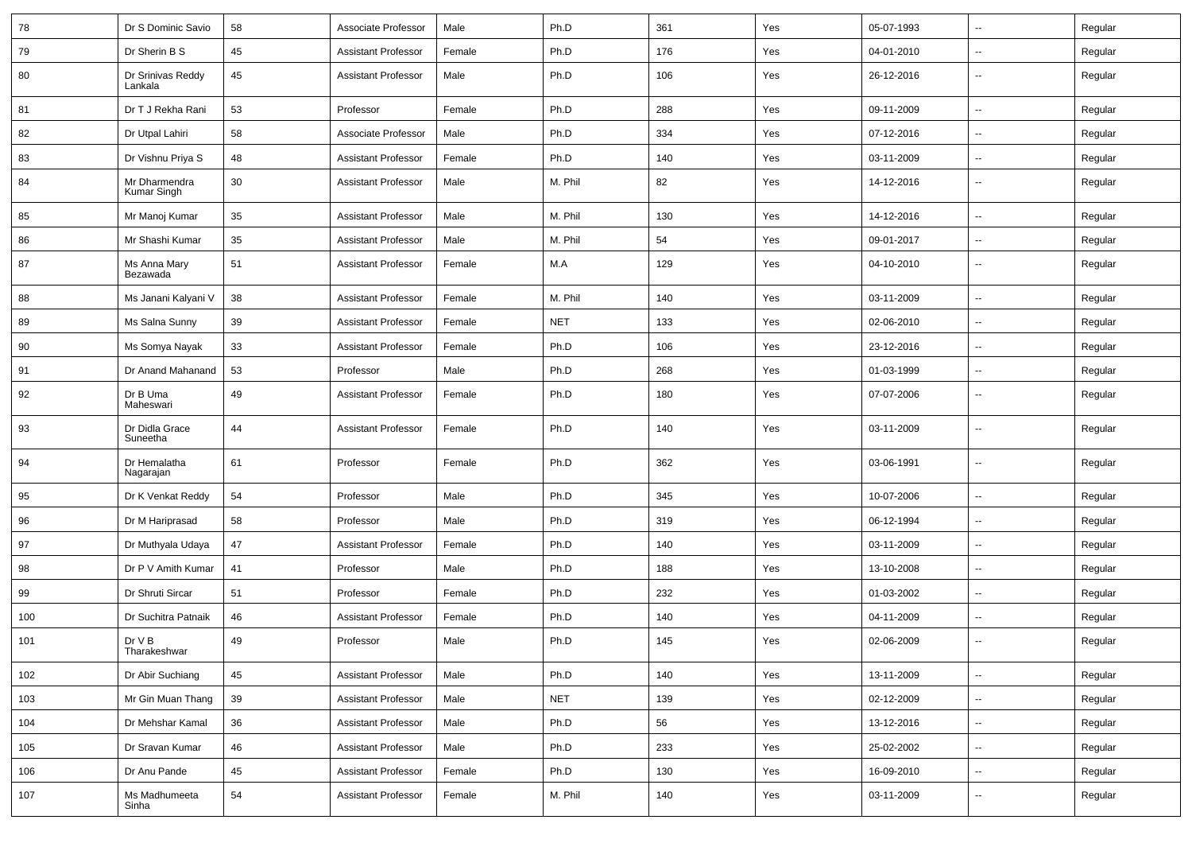| 78 | Dr S Dominic Savio | 58 | Associate Professor | Male | Ph.D | 361 | Yes | 05-07-1993 | -- | Regular |
|---|---|---|---|---|---|---|---|---|---|---|
| 79 | Dr Sherin B S | 45 | Assistant Professor | Female | Ph.D | 176 | Yes | 04-01-2010 | -- | Regular |
| 80 | Dr Srinivas Reddy Lankala | 45 | Assistant Professor | Male | Ph.D | 106 | Yes | 26-12-2016 | -- | Regular |
| 81 | Dr T J Rekha Rani | 53 | Professor | Female | Ph.D | 288 | Yes | 09-11-2009 | -- | Regular |
| 82 | Dr Utpal Lahiri | 58 | Associate Professor | Male | Ph.D | 334 | Yes | 07-12-2016 | -- | Regular |
| 83 | Dr Vishnu Priya S | 48 | Assistant Professor | Female | Ph.D | 140 | Yes | 03-11-2009 | -- | Regular |
| 84 | Mr Dharmendra Kumar Singh | 30 | Assistant Professor | Male | M. Phil | 82 | Yes | 14-12-2016 | -- | Regular |
| 85 | Mr Manoj Kumar | 35 | Assistant Professor | Male | M. Phil | 130 | Yes | 14-12-2016 | -- | Regular |
| 86 | Mr Shashi Kumar | 35 | Assistant Professor | Male | M. Phil | 54 | Yes | 09-01-2017 | -- | Regular |
| 87 | Ms Anna Mary Bezawada | 51 | Assistant Professor | Female | M.A | 129 | Yes | 04-10-2010 | -- | Regular |
| 88 | Ms Janani Kalyani V | 38 | Assistant Professor | Female | M. Phil | 140 | Yes | 03-11-2009 | -- | Regular |
| 89 | Ms Salna Sunny | 39 | Assistant Professor | Female | NET | 133 | Yes | 02-06-2010 | -- | Regular |
| 90 | Ms Somya Nayak | 33 | Assistant Professor | Female | Ph.D | 106 | Yes | 23-12-2016 | -- | Regular |
| 91 | Dr Anand Mahanand | 53 | Professor | Male | Ph.D | 268 | Yes | 01-03-1999 | -- | Regular |
| 92 | Dr B Uma Maheswari | 49 | Assistant Professor | Female | Ph.D | 180 | Yes | 07-07-2006 | -- | Regular |
| 93 | Dr Didla Grace Suneetha | 44 | Assistant Professor | Female | Ph.D | 140 | Yes | 03-11-2009 | -- | Regular |
| 94 | Dr Hemalatha Nagarajan | 61 | Professor | Female | Ph.D | 362 | Yes | 03-06-1991 | -- | Regular |
| 95 | Dr K Venkat Reddy | 54 | Professor | Male | Ph.D | 345 | Yes | 10-07-2006 | -- | Regular |
| 96 | Dr M Hariprasad | 58 | Professor | Male | Ph.D | 319 | Yes | 06-12-1994 | -- | Regular |
| 97 | Dr Muthyala Udaya | 47 | Assistant Professor | Female | Ph.D | 140 | Yes | 03-11-2009 | -- | Regular |
| 98 | Dr P V Amith Kumar | 41 | Professor | Male | Ph.D | 188 | Yes | 13-10-2008 | -- | Regular |
| 99 | Dr Shruti Sircar | 51 | Professor | Female | Ph.D | 232 | Yes | 01-03-2002 | -- | Regular |
| 100 | Dr Suchitra Patnaik | 46 | Assistant Professor | Female | Ph.D | 140 | Yes | 04-11-2009 | -- | Regular |
| 101 | Dr V B Tharakeshwar | 49 | Professor | Male | Ph.D | 145 | Yes | 02-06-2009 | -- | Regular |
| 102 | Dr Abir Suchiang | 45 | Assistant Professor | Male | Ph.D | 140 | Yes | 13-11-2009 | -- | Regular |
| 103 | Mr Gin Muan Thang | 39 | Assistant Professor | Male | NET | 139 | Yes | 02-12-2009 | -- | Regular |
| 104 | Dr Mehshar Kamal | 36 | Assistant Professor | Male | Ph.D | 56 | Yes | 13-12-2016 | -- | Regular |
| 105 | Dr Sravan Kumar | 46 | Assistant Professor | Male | Ph.D | 233 | Yes | 25-02-2002 | -- | Regular |
| 106 | Dr Anu Pande | 45 | Assistant Professor | Female | Ph.D | 130 | Yes | 16-09-2010 | -- | Regular |
| 107 | Ms Madhumeeta Sinha | 54 | Assistant Professor | Female | M. Phil | 140 | Yes | 03-11-2009 | -- | Regular |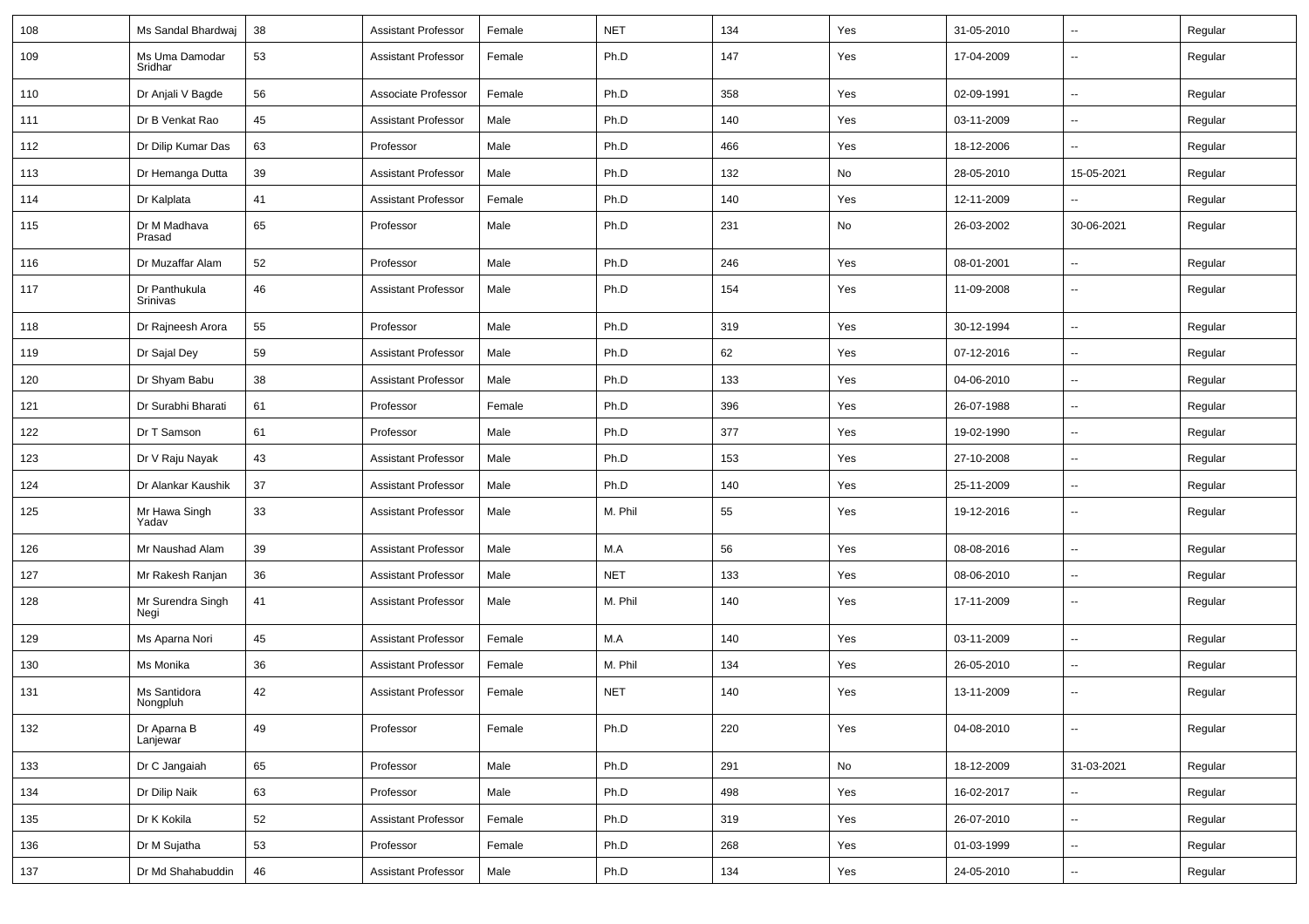| 108 | Ms Sandal Bhardwaj | 38 | Assistant Professor | Female | NET | 134 | Yes | 31-05-2010 | -- | Regular |
|---|---|---|---|---|---|---|---|---|---|---|
| 109 | Ms Uma Damodar Sridhar | 53 | Assistant Professor | Female | Ph.D | 147 | Yes | 17-04-2009 | -- | Regular |
| 110 | Dr Anjali V Bagde | 56 | Associate Professor | Female | Ph.D | 358 | Yes | 02-09-1991 | -- | Regular |
| 111 | Dr B Venkat Rao | 45 | Assistant Professor | Male | Ph.D | 140 | Yes | 03-11-2009 | -- | Regular |
| 112 | Dr Dilip Kumar Das | 63 | Professor | Male | Ph.D | 466 | Yes | 18-12-2006 | -- | Regular |
| 113 | Dr Hemanga Dutta | 39 | Assistant Professor | Male | Ph.D | 132 | No | 28-05-2010 | 15-05-2021 | Regular |
| 114 | Dr Kalplata | 41 | Assistant Professor | Female | Ph.D | 140 | Yes | 12-11-2009 | -- | Regular |
| 115 | Dr M Madhava Prasad | 65 | Professor | Male | Ph.D | 231 | No | 26-03-2002 | 30-06-2021 | Regular |
| 116 | Dr Muzaffar Alam | 52 | Professor | Male | Ph.D | 246 | Yes | 08-01-2001 | -- | Regular |
| 117 | Dr Panthukula Srinivas | 46 | Assistant Professor | Male | Ph.D | 154 | Yes | 11-09-2008 | -- | Regular |
| 118 | Dr Rajneesh Arora | 55 | Professor | Male | Ph.D | 319 | Yes | 30-12-1994 | -- | Regular |
| 119 | Dr Sajal Dey | 59 | Assistant Professor | Male | Ph.D | 62 | Yes | 07-12-2016 | -- | Regular |
| 120 | Dr Shyam Babu | 38 | Assistant Professor | Male | Ph.D | 133 | Yes | 04-06-2010 | -- | Regular |
| 121 | Dr Surabhi Bharati | 61 | Professor | Female | Ph.D | 396 | Yes | 26-07-1988 | -- | Regular |
| 122 | Dr T Samson | 61 | Professor | Male | Ph.D | 377 | Yes | 19-02-1990 | -- | Regular |
| 123 | Dr V Raju Nayak | 43 | Assistant Professor | Male | Ph.D | 153 | Yes | 27-10-2008 | -- | Regular |
| 124 | Dr Alankar Kaushik | 37 | Assistant Professor | Male | Ph.D | 140 | Yes | 25-11-2009 | -- | Regular |
| 125 | Mr Hawa Singh Yadav | 33 | Assistant Professor | Male | M. Phil | 55 | Yes | 19-12-2016 | -- | Regular |
| 126 | Mr Naushad Alam | 39 | Assistant Professor | Male | M.A | 56 | Yes | 08-08-2016 | -- | Regular |
| 127 | Mr Rakesh Ranjan | 36 | Assistant Professor | Male | NET | 133 | Yes | 08-06-2010 | -- | Regular |
| 128 | Mr Surendra Singh Negi | 41 | Assistant Professor | Male | M. Phil | 140 | Yes | 17-11-2009 | -- | Regular |
| 129 | Ms Aparna Nori | 45 | Assistant Professor | Female | M.A | 140 | Yes | 03-11-2009 | -- | Regular |
| 130 | Ms Monika | 36 | Assistant Professor | Female | M. Phil | 134 | Yes | 26-05-2010 | -- | Regular |
| 131 | Ms Santidora Nongpluh | 42 | Assistant Professor | Female | NET | 140 | Yes | 13-11-2009 | -- | Regular |
| 132 | Dr Aparna B Lanjewar | 49 | Professor | Female | Ph.D | 220 | Yes | 04-08-2010 | -- | Regular |
| 133 | Dr C Jangaiah | 65 | Professor | Male | Ph.D | 291 | No | 18-12-2009 | 31-03-2021 | Regular |
| 134 | Dr Dilip Naik | 63 | Professor | Male | Ph.D | 498 | Yes | 16-02-2017 | -- | Regular |
| 135 | Dr K Kokila | 52 | Assistant Professor | Female | Ph.D | 319 | Yes | 26-07-2010 | -- | Regular |
| 136 | Dr M Sujatha | 53 | Professor | Female | Ph.D | 268 | Yes | 01-03-1999 | -- | Regular |
| 137 | Dr Md Shahabuddin | 46 | Assistant Professor | Male | Ph.D | 134 | Yes | 24-05-2010 | -- | Regular |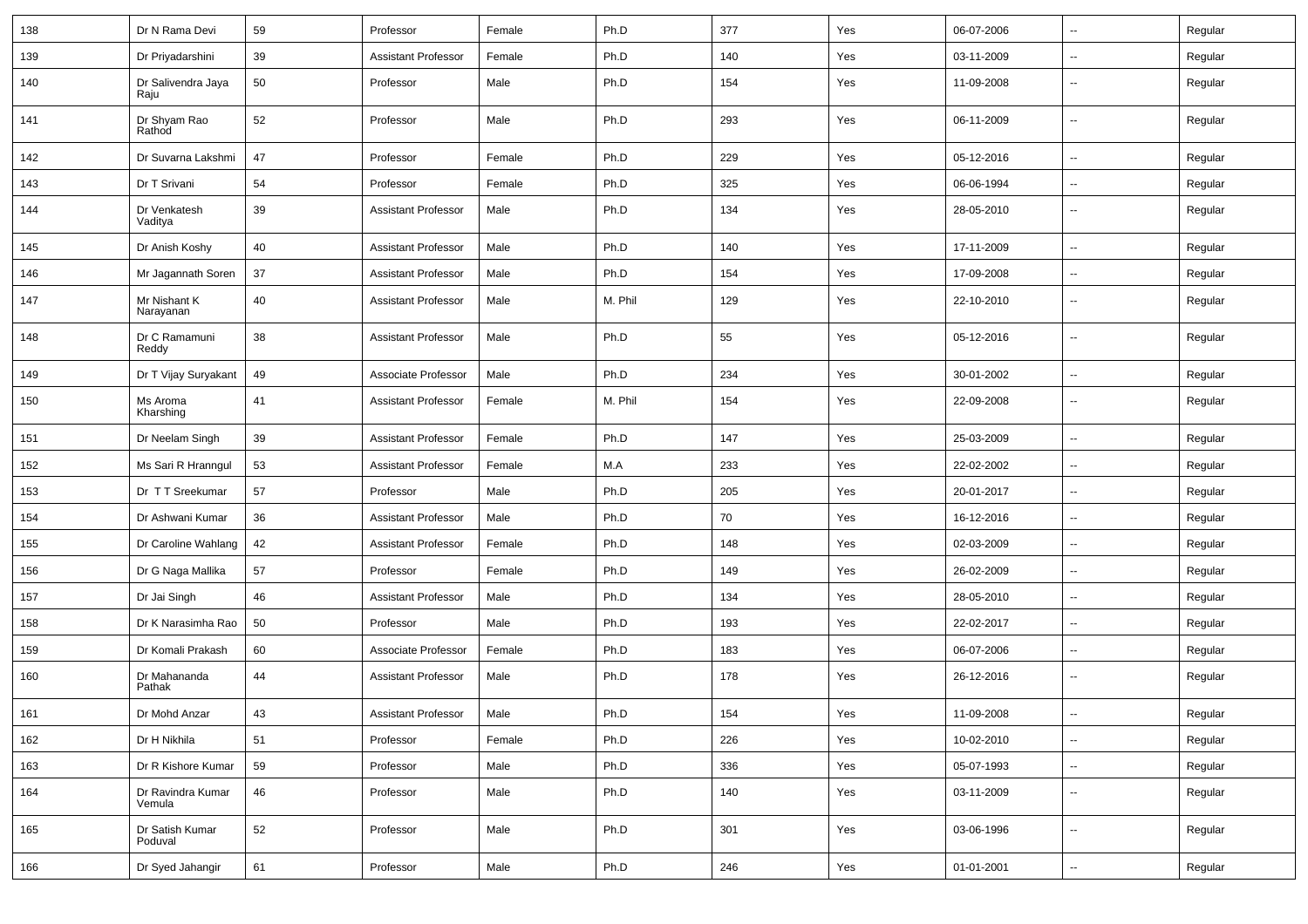| 138 | Dr N Rama Devi | 59 | Professor | Female | Ph.D | 377 | Yes | 06-07-2006 | -- | Regular |
|---|---|---|---|---|---|---|---|---|---|---|
| 139 | Dr Priyadarshini | 39 | Assistant Professor | Female | Ph.D | 140 | Yes | 03-11-2009 | -- | Regular |
| 140 | Dr Salivendra Jaya Raju | 50 | Professor | Male | Ph.D | 154 | Yes | 11-09-2008 | -- | Regular |
| 141 | Dr Shyam Rao Rathod | 52 | Professor | Male | Ph.D | 293 | Yes | 06-11-2009 | -- | Regular |
| 142 | Dr Suvarna Lakshmi | 47 | Professor | Female | Ph.D | 229 | Yes | 05-12-2016 | -- | Regular |
| 143 | Dr T Srivani | 54 | Professor | Female | Ph.D | 325 | Yes | 06-06-1994 | -- | Regular |
| 144 | Dr Venkatesh Vaditya | 39 | Assistant Professor | Male | Ph.D | 134 | Yes | 28-05-2010 | -- | Regular |
| 145 | Dr Anish Koshy | 40 | Assistant Professor | Male | Ph.D | 140 | Yes | 17-11-2009 | -- | Regular |
| 146 | Mr Jagannath Soren | 37 | Assistant Professor | Male | Ph.D | 154 | Yes | 17-09-2008 | -- | Regular |
| 147 | Mr Nishant K Narayanan | 40 | Assistant Professor | Male | M. Phil | 129 | Yes | 22-10-2010 | -- | Regular |
| 148 | Dr C Ramamuni Reddy | 38 | Assistant Professor | Male | Ph.D | 55 | Yes | 05-12-2016 | -- | Regular |
| 149 | Dr T Vijay Suryakant | 49 | Associate Professor | Male | Ph.D | 234 | Yes | 30-01-2002 | -- | Regular |
| 150 | Ms Aroma Kharshing | 41 | Assistant Professor | Female | M. Phil | 154 | Yes | 22-09-2008 | -- | Regular |
| 151 | Dr Neelam Singh | 39 | Assistant Professor | Female | Ph.D | 147 | Yes | 25-03-2009 | -- | Regular |
| 152 | Ms Sari R Hranngul | 53 | Assistant Professor | Female | M.A | 233 | Yes | 22-02-2002 | -- | Regular |
| 153 | Dr T T Sreekumar | 57 | Professor | Male | Ph.D | 205 | Yes | 20-01-2017 | -- | Regular |
| 154 | Dr Ashwani Kumar | 36 | Assistant Professor | Male | Ph.D | 70 | Yes | 16-12-2016 | -- | Regular |
| 155 | Dr Caroline Wahlang | 42 | Assistant Professor | Female | Ph.D | 148 | Yes | 02-03-2009 | -- | Regular |
| 156 | Dr G Naga Mallika | 57 | Professor | Female | Ph.D | 149 | Yes | 26-02-2009 | -- | Regular |
| 157 | Dr Jai Singh | 46 | Assistant Professor | Male | Ph.D | 134 | Yes | 28-05-2010 | -- | Regular |
| 158 | Dr K Narasimha Rao | 50 | Professor | Male | Ph.D | 193 | Yes | 22-02-2017 | -- | Regular |
| 159 | Dr Komali Prakash | 60 | Associate Professor | Female | Ph.D | 183 | Yes | 06-07-2006 | -- | Regular |
| 160 | Dr Mahananda Pathak | 44 | Assistant Professor | Male | Ph.D | 178 | Yes | 26-12-2016 | -- | Regular |
| 161 | Dr Mohd Anzar | 43 | Assistant Professor | Male | Ph.D | 154 | Yes | 11-09-2008 | -- | Regular |
| 162 | Dr H Nikhila | 51 | Professor | Female | Ph.D | 226 | Yes | 10-02-2010 | -- | Regular |
| 163 | Dr R Kishore Kumar | 59 | Professor | Male | Ph.D | 336 | Yes | 05-07-1993 | -- | Regular |
| 164 | Dr Ravindra Kumar Vemula | 46 | Professor | Male | Ph.D | 140 | Yes | 03-11-2009 | -- | Regular |
| 165 | Dr Satish Kumar Poduval | 52 | Professor | Male | Ph.D | 301 | Yes | 03-06-1996 | -- | Regular |
| 166 | Dr Syed Jahangir | 61 | Professor | Male | Ph.D | 246 | Yes | 01-01-2001 | -- | Regular |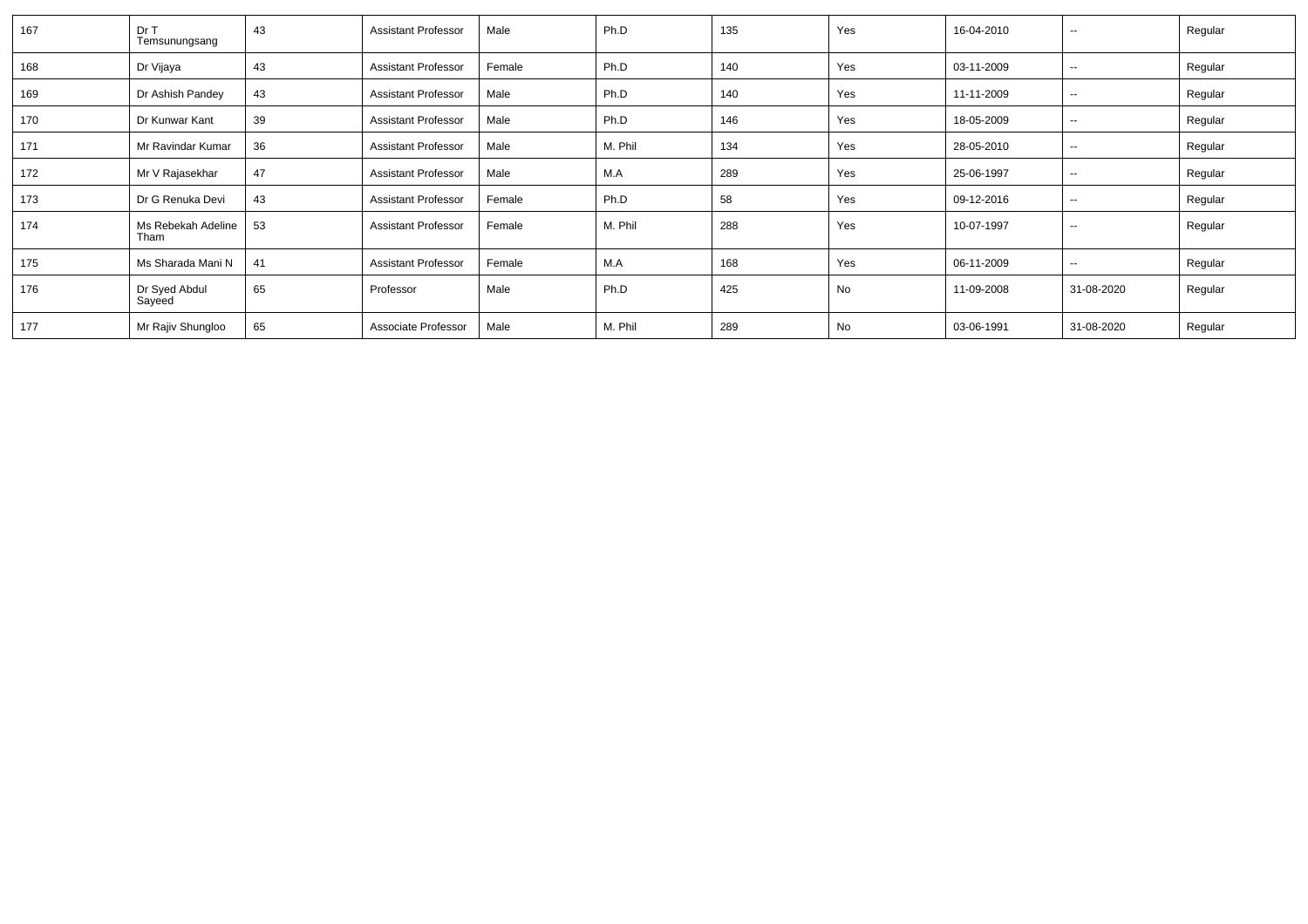| | | | | | | | | | | |
|---|---|---|---|---|---|---|---|---|---|---|
| 167 | Dr T Temsunungsang | 43 | Assistant Professor | Male | Ph.D | 135 | Yes | 16-04-2010 | -- | Regular |
| 168 | Dr Vijaya | 43 | Assistant Professor | Female | Ph.D | 140 | Yes | 03-11-2009 | -- | Regular |
| 169 | Dr Ashish Pandey | 43 | Assistant Professor | Male | Ph.D | 140 | Yes | 11-11-2009 | -- | Regular |
| 170 | Dr Kunwar Kant | 39 | Assistant Professor | Male | Ph.D | 146 | Yes | 18-05-2009 | -- | Regular |
| 171 | Mr Ravindar Kumar | 36 | Assistant Professor | Male | M. Phil | 134 | Yes | 28-05-2010 | -- | Regular |
| 172 | Mr V Rajasekhar | 47 | Assistant Professor | Male | M.A | 289 | Yes | 25-06-1997 | -- | Regular |
| 173 | Dr G Renuka Devi | 43 | Assistant Professor | Female | Ph.D | 58 | Yes | 09-12-2016 | -- | Regular |
| 174 | Ms Rebekah Adeline Tham | 53 | Assistant Professor | Female | M. Phil | 288 | Yes | 10-07-1997 | -- | Regular |
| 175 | Ms Sharada Mani N | 41 | Assistant Professor | Female | M.A | 168 | Yes | 06-11-2009 | -- | Regular |
| 176 | Dr Syed Abdul Sayeed | 65 | Professor | Male | Ph.D | 425 | No | 11-09-2008 | 31-08-2020 | Regular |
| 177 | Mr Rajiv Shungloo | 65 | Associate Professor | Male | M. Phil | 289 | No | 03-06-1991 | 31-08-2020 | Regular |